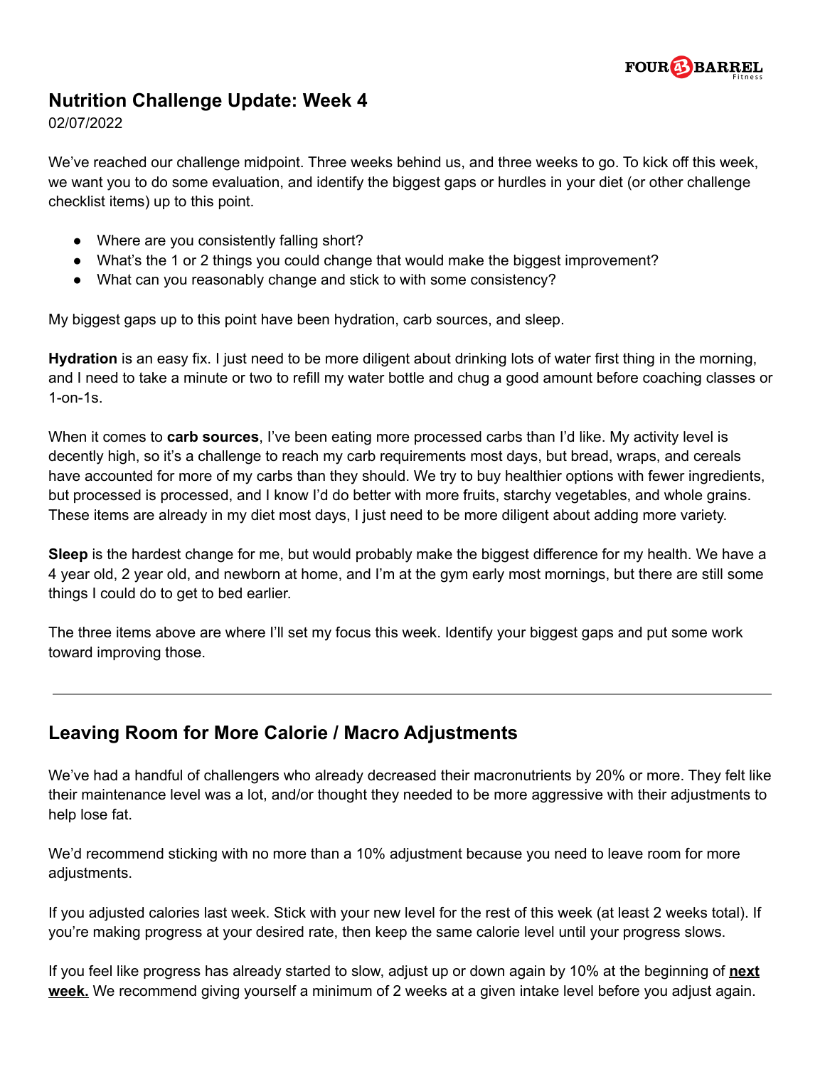## Nutrition Challenge Update: Week 4

02/07/2022

We've reached our challenge midpoint. Three weeks behind us, and three weeks to go. To kick off this week, we want you to do some evaluation, and identify the biggest gaps or hurdles in your diet (or other challenge checklist items) up to this point.

- Where are you consistently falling short?
- What's the 1 or 2 things you could change that would make the biggest improvement?
- What can you reasonably change and stick to with some consistency?

My biggest gaps up to this point have been hydration, carb sources, and sleep.

**Hydration** is an easy fix. I just need to be more diligent about drinking lots of water first thing in the morning, and I need to take a minute or two to refill my water bottle and chug a good amount before coaching classes or 1-on-1s.

When it comes to **carb sources**, I've been eating more processed carbs than I'd like. My activity level is decently high, so it's a challenge to reach my carb requirements most days, but bread, wraps, and cereals have accounted for more of my carbs than they should. We try to buy healthier options with fewer ingredients, but processed is processed, and I know I'd do better with more fruits, starchy vegetables, and whole grains. These items are already in my diet most days, I just need to be more diligent about adding more variety.

**Sleep** is the hardest change for me, but would probably make the biggest difference for my health. We have a 4 year old, 2 year old, and newborn at home, and I'm at the gym early most mornings, but there are still some things I could do to get to bed earlier.

The three items above are where I'll set my focus this week. Identify your biggest gaps and put some work toward improving those.

---

## Leaving Room for More Calorie / Macro Adjustments

We've had a handful of challengers who already decreased their macronutrients by 20% or more. They felt like their maintenance level was a lot, and/or thought they needed to be more aggressive with their adjustments to help lose fat.

We'd recommend sticking with no more than a 10% adjustment because you need to leave room for more adjustments.

If you adjusted calories last week. Stick with your new level for the rest of this week (at least 2 weeks total). If you're making progress at your desired rate, then keep the same calorie level until your progress slows.

If you feel like progress has already started to slow, adjust up or down again by 10% at the beginning of **next week.** We recommend giving yourself a minimum of 2 weeks at a given intake level before you adjust again.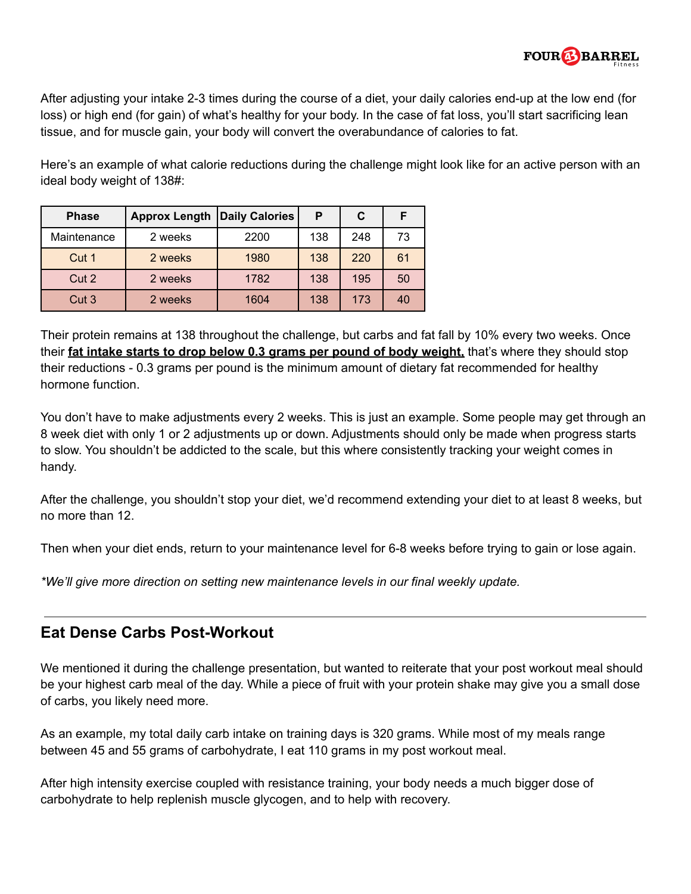After adjusting your intake 2-3 times during the course of a diet, your daily calories end-up at the low end (for loss) or high end (for gain) of what's healthy for your body. In the case of fat loss, you'll start sacrificing lean tissue, and for muscle gain, your body will convert the overabundance of calories to fat.

Here's an example of what calorie reductions during the challenge might look like for an active person with an ideal body weight of 138#:

| Phase | Approx Length | Daily Calories | P | C | F |
|---|---|---|---|---|---|
| Maintenance | 2 weeks | 2200 | 138 | 248 | 73 |
| Cut 1 | 2 weeks | 1980 | 138 | 220 | 61 |
| Cut 2 | 2 weeks | 1782 | 138 | 195 | 50 |
| Cut 3 | 2 weeks | 1604 | 138 | 173 | 40 |

Their protein remains at 138 throughout the challenge, but carbs and fat fall by 10% every two weeks. Once their **fat intake starts to drop below 0.3 grams per pound of body weight,** that's where they should stop their reductions - 0.3 grams per pound is the minimum amount of dietary fat recommended for healthy hormone function.

You don't have to make adjustments every 2 weeks. This is just an example. Some people may get through an 8 week diet with only 1 or 2 adjustments up or down. Adjustments should only be made when progress starts to slow. You shouldn't be addicted to the scale, but this where consistently tracking your weight comes in handy.

After the challenge, you shouldn't stop your diet, we'd recommend extending your diet to at least 8 weeks, but no more than 12.

Then when your diet ends, return to your maintenance level for 6-8 weeks before trying to gain or lose again.

*\*We'll give more direction on setting new maintenance levels in our final weekly update.*

---

## Eat Dense Carbs Post-Workout

We mentioned it during the challenge presentation, but wanted to reiterate that your post workout meal should be your highest carb meal of the day. While a piece of fruit with your protein shake may give you a small dose of carbs, you likely need more.

As an example, my total daily carb intake on training days is 320 grams. While most of my meals range between 45 and 55 grams of carbohydrate, I eat 110 grams in my post workout meal.

After high intensity exercise coupled with resistance training, your body needs a much bigger dose of carbohydrate to help replenish muscle glycogen, and to help with recovery.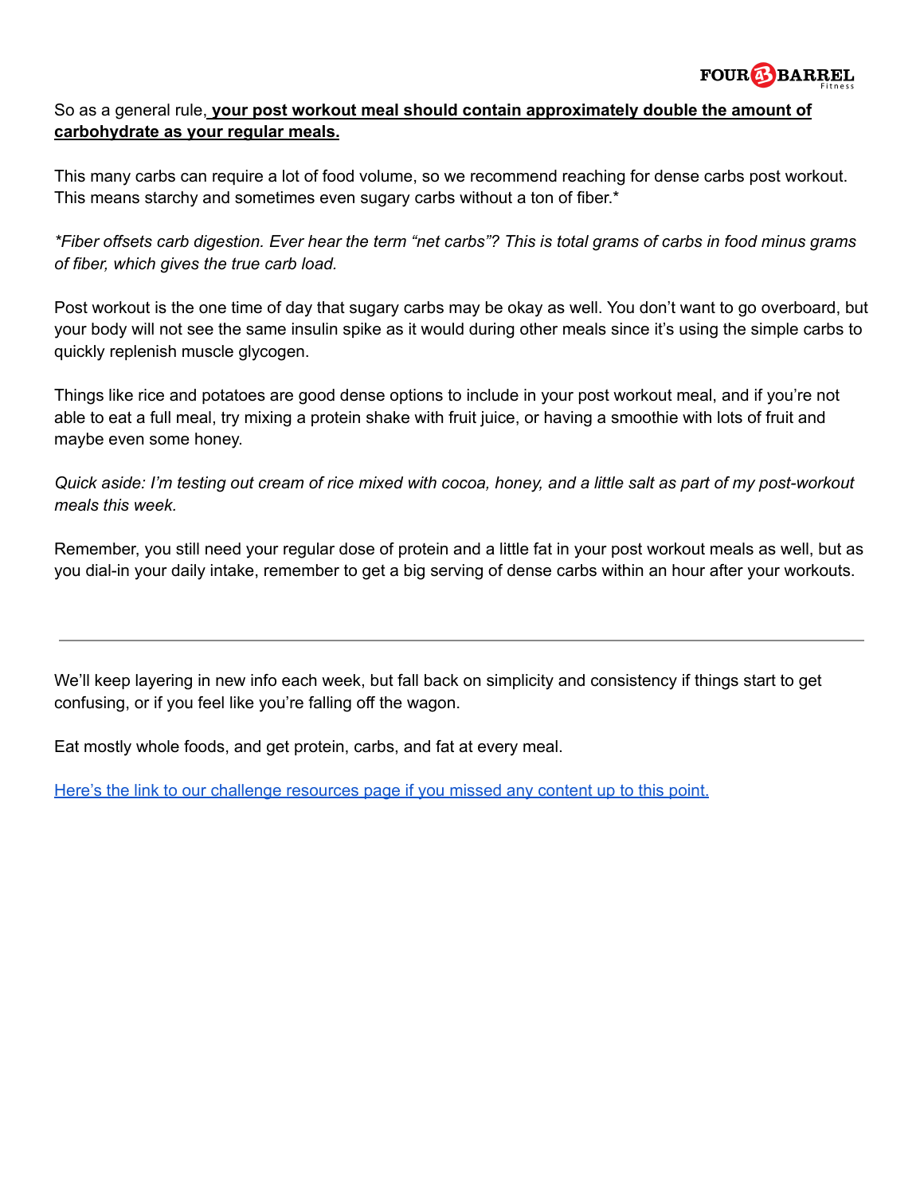So as a general rule, **<u>your post workout meal should contain approximately double the amount of carbohydrate as your regular meals.</u>**

This many carbs can require a lot of food volume, so we recommend reaching for dense carbs post workout. This means starchy and sometimes even sugary carbs without a ton of fiber.*

*\*Fiber offsets carb digestion. Ever hear the term "net carbs"? This is total grams of carbs in food minus grams of fiber, which gives the true carb load.*

Post workout is the one time of day that sugary carbs may be okay as well. You don't want to go overboard, but your body will not see the same insulin spike as it would during other meals since it's using the simple carbs to quickly replenish muscle glycogen.

Things like rice and potatoes are good dense options to include in your post workout meal, and if you're not able to eat a full meal, try mixing a protein shake with fruit juice, or having a smoothie with lots of fruit and maybe even some honey.

*Quick aside: I'm testing out cream of rice mixed with cocoa, honey, and a little salt as part of my post-workout meals this week.*

Remember, you still need your regular dose of protein and a little fat in your post workout meals as well, but as you dial-in your daily intake, remember to get a big serving of dense carbs within an hour after your workouts.

---

We'll keep layering in new info each week, but fall back on simplicity and consistency if things start to get confusing, or if you feel like you're falling off the wagon.

Eat mostly whole foods, and get protein, carbs, and fat at every meal.

Here's the link to our challenge resources page if you missed any content up to this point.